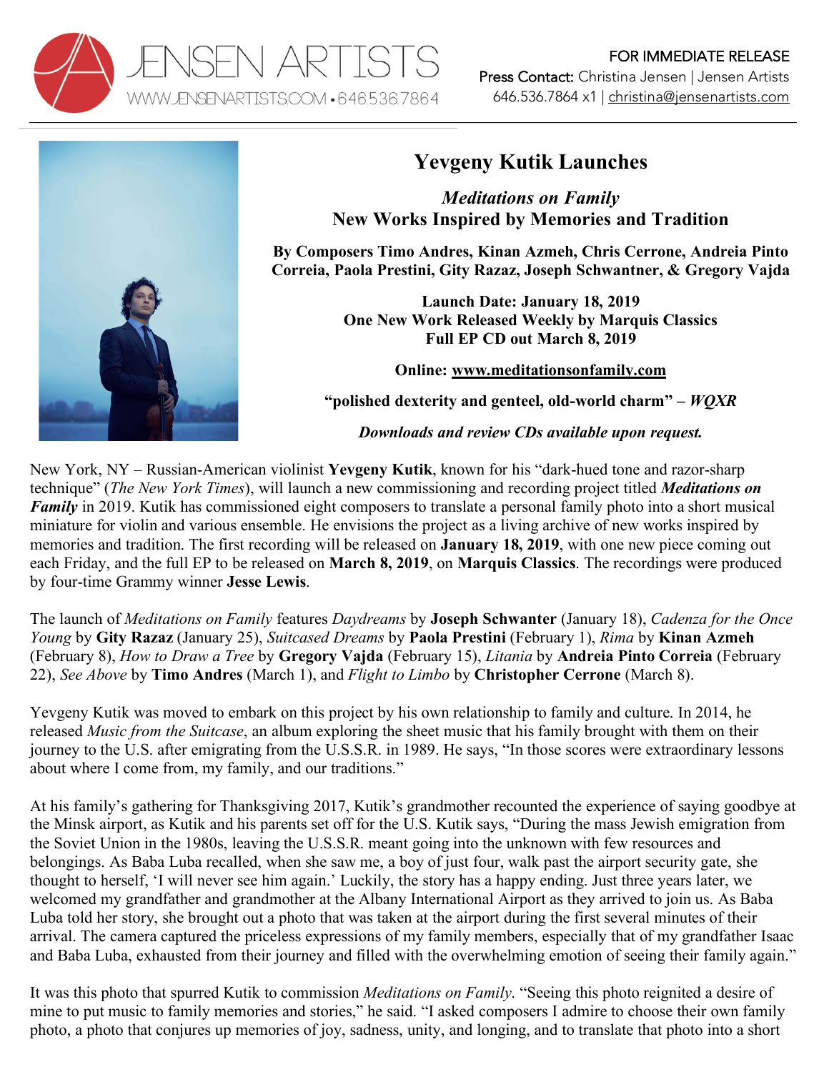JENSEN ARTISTS
WWW.JENSENARTISTS.COM • 646.536.7864

FOR IMMEDIATE RELEASE
Press Contact: Christina Jensen | Jensen Artists
646.536.7864 x1 | christina@jensenartists.com

# Yevgeny Kutik Launches

## *Meditations on Family*
## New Works Inspired by Memories and Tradition

**By Composers Timo Andres, Kinan Azmeh, Chris Cerrone, Andreia Pinto Correia, Paola Prestini, Gity Razaz, Joseph Schwantner, & Gregory Vajda**

**Launch Date: January 18, 2019**
**One New Work Released Weekly by Marquis Classics**
**Full EP CD out March 8, 2019**

**Online: www.meditationsonfamily.com**

**"polished dexterity and genteel, old-world charm" – *WQXR***

***Downloads and review CDs available upon request.***

New York, NY – Russian-American violinist **Yevgeny Kutik**, known for his "dark-hued tone and razor-sharp technique" (*The New York Times*), will launch a new commissioning and recording project titled ***Meditations on Family*** in 2019. Kutik has commissioned eight composers to translate a personal family photo into a short musical miniature for violin and various ensemble. He envisions the project as a living archive of new works inspired by memories and tradition. The first recording will be released on **January 18, 2019**, with one new piece coming out each Friday, and the full EP to be released on **March 8, 2019**, on **Marquis Classics**. The recordings were produced by four-time Grammy winner **Jesse Lewis**.

The launch of *Meditations on Family* features *Daydreams* by **Joseph Schwanter** (January 18), *Cadenza for the Once Young* by **Gity Razaz** (January 25), *Suitcased Dreams* by **Paola Prestini** (February 1), *Rima* by **Kinan Azmeh** (February 8), *How to Draw a Tree* by **Gregory Vajda** (February 15), *Litania* by **Andreia Pinto Correia** (February 22), *See Above* by **Timo Andres** (March 1), and *Flight to Limbo* by **Christopher Cerrone** (March 8).

Yevgeny Kutik was moved to embark on this project by his own relationship to family and culture. In 2014, he released *Music from the Suitcase*, an album exploring the sheet music that his family brought with them on their journey to the U.S. after emigrating from the U.S.S.R. in 1989. He says, "In those scores were extraordinary lessons about where I come from, my family, and our traditions."

At his family's gathering for Thanksgiving 2017, Kutik's grandmother recounted the experience of saying goodbye at the Minsk airport, as Kutik and his parents set off for the U.S. Kutik says, "During the mass Jewish emigration from the Soviet Union in the 1980s, leaving the U.S.S.R. meant going into the unknown with few resources and belongings. As Baba Luba recalled, when she saw me, a boy of just four, walk past the airport security gate, she thought to herself, 'I will never see him again.' Luckily, the story has a happy ending. Just three years later, we welcomed my grandfather and grandmother at the Albany International Airport as they arrived to join us. As Baba Luba told her story, she brought out a photo that was taken at the airport during the first several minutes of their arrival. The camera captured the priceless expressions of my family members, especially that of my grandfather Isaac and Baba Luba, exhausted from their journey and filled with the overwhelming emotion of seeing their family again."

It was this photo that spurred Kutik to commission *Meditations on Family*. "Seeing this photo reignited a desire of mine to put music to family memories and stories," he said. "I asked composers I admire to choose their own family photo, a photo that conjures up memories of joy, sadness, unity, and longing, and to translate that photo into a short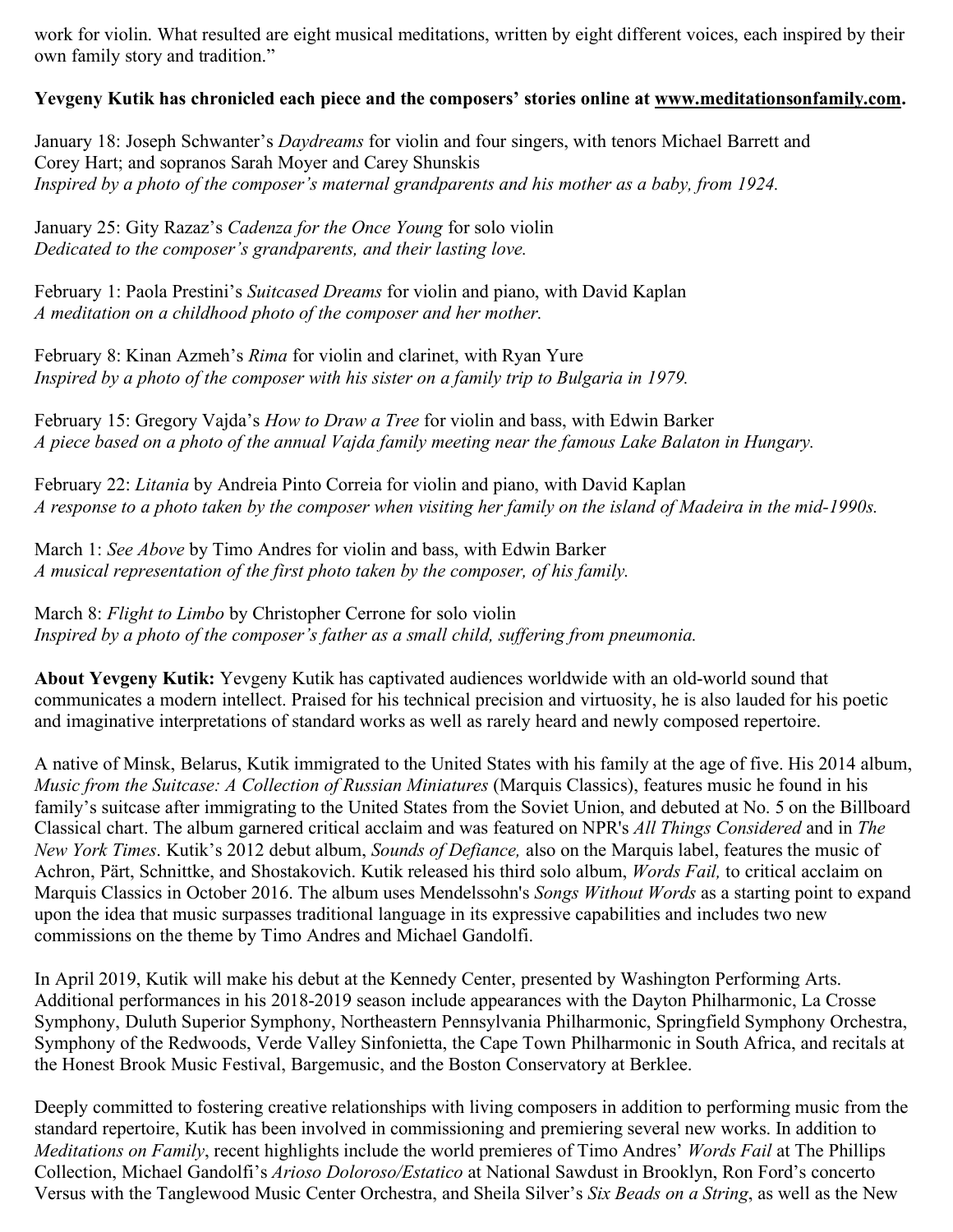work for violin. What resulted are eight musical meditations, written by eight different voices, each inspired by their own family story and tradition."

**Yevgeny Kutik has chronicled each piece and the composers' stories online at [www.meditationsonfamily.com](http://www.meditationsonfamily.com).**

January 18: Joseph Schwanter's *Daydreams* for violin and four singers, with tenors Michael Barrett and Corey Hart; and sopranos Sarah Moyer and Carey Shunskis
*Inspired by a photo of the composer's maternal grandparents and his mother as a baby, from 1924.*

January 25: Gity Razaz's *Cadenza for the Once Young* for solo violin
*Dedicated to the composer's grandparents, and their lasting love.*

February 1: Paola Prestini's *Suitcased Dreams* for violin and piano, with David Kaplan
*A meditation on a childhood photo of the composer and her mother.*

February 8: Kinan Azmeh's *Rima* for violin and clarinet, with Ryan Yure
*Inspired by a photo of the composer with his sister on a family trip to Bulgaria in 1979.*

February 15: Gregory Vajda's *How to Draw a Tree* for violin and bass, with Edwin Barker
*A piece based on a photo of the annual Vajda family meeting near the famous Lake Balaton in Hungary.*

February 22: *Litania* by Andreia Pinto Correia for violin and piano, with David Kaplan
*A response to a photo taken by the composer when visiting her family on the island of Madeira in the mid-1990s.*

March 1: *See Above* by Timo Andres for violin and bass, with Edwin Barker
*A musical representation of the first photo taken by the composer, of his family.*

March 8: *Flight to Limbo* by Christopher Cerrone for solo violin
*Inspired by a photo of the composer's father as a small child, suffering from pneumonia.*

**About Yevgeny Kutik:** Yevgeny Kutik has captivated audiences worldwide with an old-world sound that communicates a modern intellect. Praised for his technical precision and virtuosity, he is also lauded for his poetic and imaginative interpretations of standard works as well as rarely heard and newly composed repertoire.

A native of Minsk, Belarus, Kutik immigrated to the United States with his family at the age of five. His 2014 album, *Music from the Suitcase: A Collection of Russian Miniatures* (Marquis Classics), features music he found in his family's suitcase after immigrating to the United States from the Soviet Union, and debuted at No. 5 on the Billboard Classical chart. The album garnered critical acclaim and was featured on NPR's *All Things Considered* and in *The New York Times*. Kutik's 2012 debut album, *Sounds of Defiance,* also on the Marquis label, features the music of Achron, Pärt, Schnittke, and Shostakovich. Kutik released his third solo album, *Words Fail,* to critical acclaim on Marquis Classics in October 2016. The album uses Mendelssohn's *Songs Without Words* as a starting point to expand upon the idea that music surpasses traditional language in its expressive capabilities and includes two new commissions on the theme by Timo Andres and Michael Gandolfi.

In April 2019, Kutik will make his debut at the Kennedy Center, presented by Washington Performing Arts. Additional performances in his 2018-2019 season include appearances with the Dayton Philharmonic, La Crosse Symphony, Duluth Superior Symphony, Northeastern Pennsylvania Philharmonic, Springfield Symphony Orchestra, Symphony of the Redwoods, Verde Valley Sinfonietta, the Cape Town Philharmonic in South Africa, and recitals at the Honest Brook Music Festival, Bargemusic, and the Boston Conservatory at Berklee.

Deeply committed to fostering creative relationships with living composers in addition to performing music from the standard repertoire, Kutik has been involved in commissioning and premiering several new works. In addition to *Meditations on Family*, recent highlights include the world premieres of Timo Andres' *Words Fail* at The Phillips Collection, Michael Gandolfi's *Arioso Doloroso/Estatico* at National Sawdust in Brooklyn, Ron Ford's concerto Versus with the Tanglewood Music Center Orchestra, and Sheila Silver's *Six Beads on a String*, as well as the New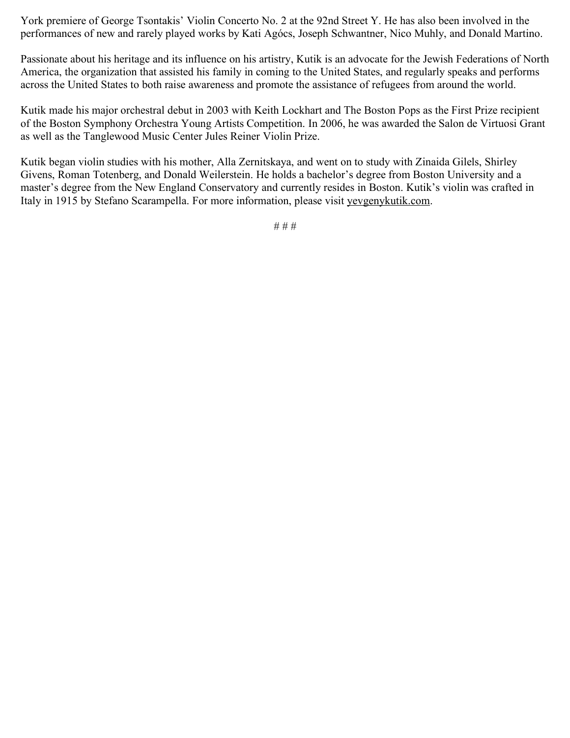York premiere of George Tsontakis' Violin Concerto No. 2 at the 92nd Street Y. He has also been involved in the performances of new and rarely played works by Kati Agócs, Joseph Schwantner, Nico Muhly, and Donald Martino.

Passionate about his heritage and its influence on his artistry, Kutik is an advocate for the Jewish Federations of North America, the organization that assisted his family in coming to the United States, and regularly speaks and performs across the United States to both raise awareness and promote the assistance of refugees from around the world.

Kutik made his major orchestral debut in 2003 with Keith Lockhart and The Boston Pops as the First Prize recipient of the Boston Symphony Orchestra Young Artists Competition. In 2006, he was awarded the Salon de Virtuosi Grant as well as the Tanglewood Music Center Jules Reiner Violin Prize.

Kutik began violin studies with his mother, Alla Zernitskaya, and went on to study with Zinaida Gilels, Shirley Givens, Roman Totenberg, and Donald Weilerstein. He holds a bachelor's degree from Boston University and a master's degree from the New England Conservatory and currently resides in Boston. Kutik's violin was crafted in Italy in 1915 by Stefano Scarampella. For more information, please visit yevgenykutik.com.

# # #